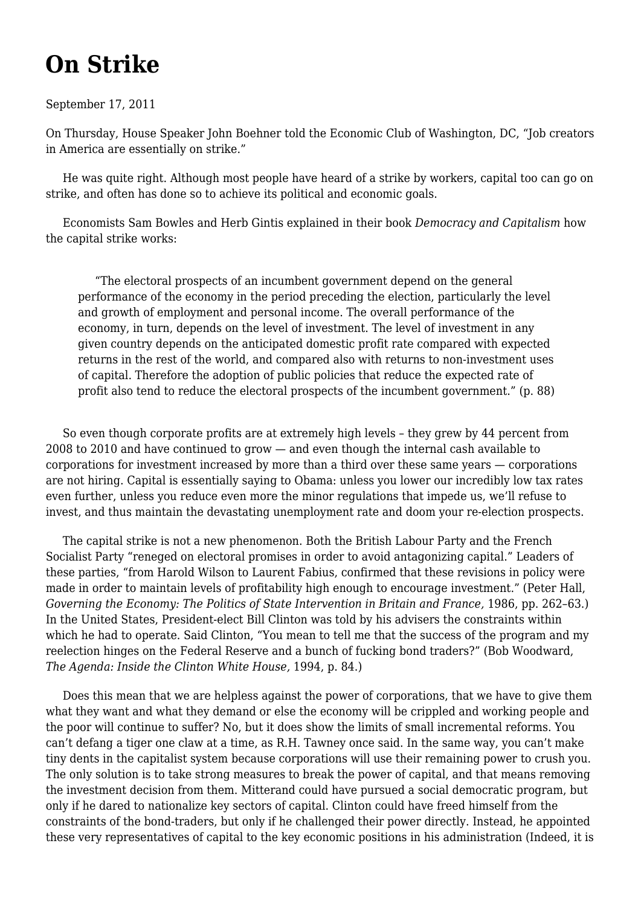# On Strike

September 17, 2011

On Thursday, House Speaker John Boehner told the Economic Club of Washington, DC, "Job creators in America are essentially on strike."

He was quite right. Although most people have heard of a strike by workers, capital too can go on strike, and often has done so to achieve its political and economic goals.

Economists Sam Bowles and Herb Gintis explained in their book *Democracy and Capitalism* how the capital strike works:

> "The electoral prospects of an incumbent government depend on the general performance of the economy in the period preceding the election, particularly the level and growth of employment and personal income. The overall performance of the economy, in turn, depends on the level of investment. The level of investment in any given country depends on the anticipated domestic profit rate compared with expected returns in the rest of the world, and compared also with returns to non-investment uses of capital. Therefore the adoption of public policies that reduce the expected rate of profit also tend to reduce the electoral prospects of the incumbent government." (p. 88)

So even though corporate profits are at extremely high levels – they grew by 44 percent from 2008 to 2010 and have continued to grow — and even though the internal cash available to corporations for investment increased by more than a third over these same years — corporations are not hiring. Capital is essentially saying to Obama: unless you lower our incredibly low tax rates even further, unless you reduce even more the minor regulations that impede us, we'll refuse to invest, and thus maintain the devastating unemployment rate and doom your re-election prospects.

The capital strike is not a new phenomenon. Both the British Labour Party and the French Socialist Party "reneged on electoral promises in order to avoid antagonizing capital." Leaders of these parties, "from Harold Wilson to Laurent Fabius, confirmed that these revisions in policy were made in order to maintain levels of profitability high enough to encourage investment." (Peter Hall, *Governing the Economy: The Politics of State Intervention in Britain and France,* 1986, pp. 262–63.) In the United States, President-elect Bill Clinton was told by his advisers the constraints within which he had to operate. Said Clinton, "You mean to tell me that the success of the program and my reelection hinges on the Federal Reserve and a bunch of fucking bond traders?" (Bob Woodward, *The Agenda: Inside the Clinton White House,* 1994, p. 84.)

Does this mean that we are helpless against the power of corporations, that we have to give them what they want and what they demand or else the economy will be crippled and working people and the poor will continue to suffer? No, but it does show the limits of small incremental reforms. You can't defang a tiger one claw at a time, as R.H. Tawney once said. In the same way, you can't make tiny dents in the capitalist system because corporations will use their remaining power to crush you. The only solution is to take strong measures to break the power of capital, and that means removing the investment decision from them. Mitterand could have pursued a social democratic program, but only if he dared to nationalize key sectors of capital. Clinton could have freed himself from the constraints of the bond-traders, but only if he challenged their power directly. Instead, he appointed these very representatives of capital to the key economic positions in his administration (Indeed, it is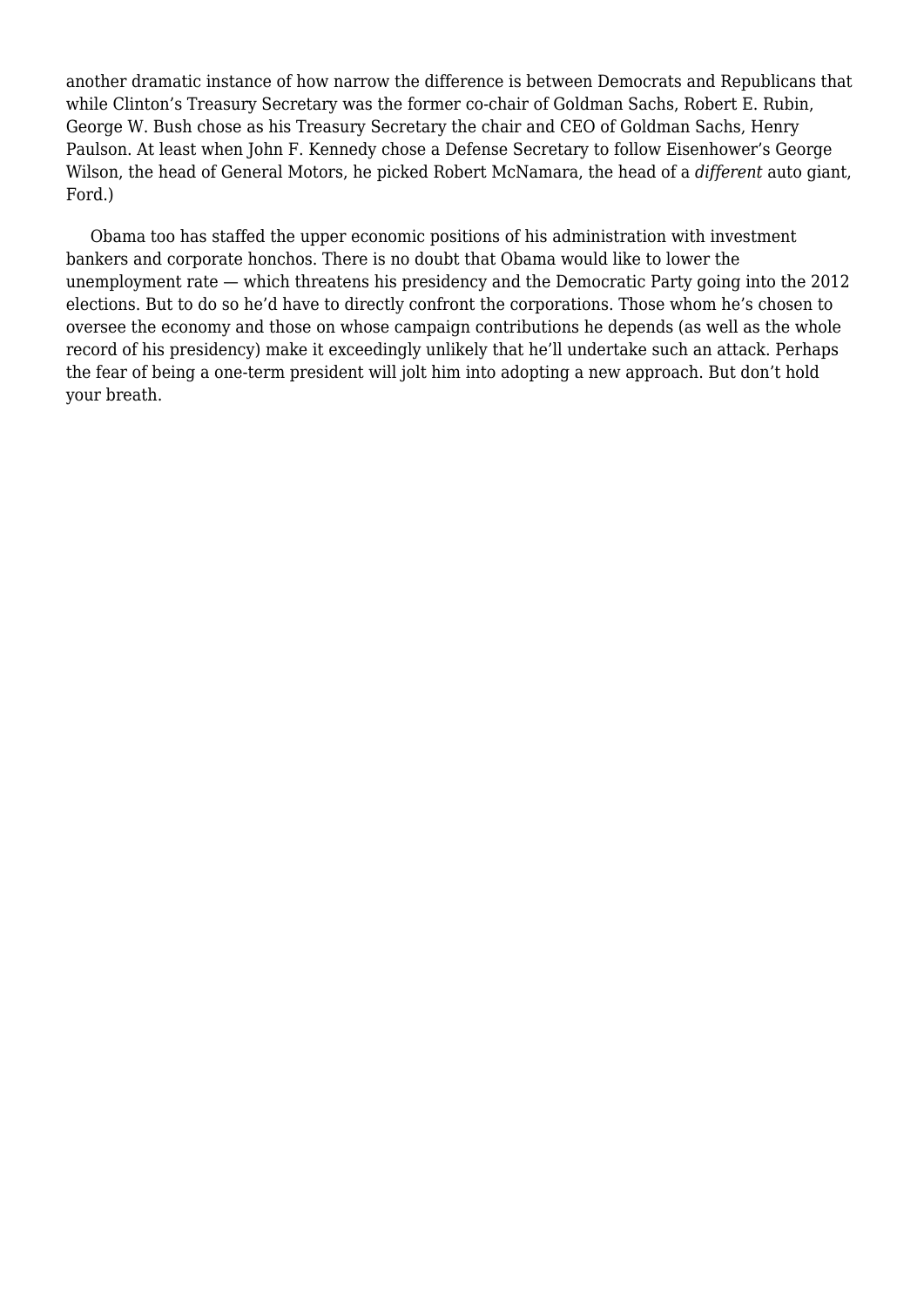another dramatic instance of how narrow the difference is between Democrats and Republicans that while Clinton's Treasury Secretary was the former co-chair of Goldman Sachs, Robert E. Rubin, George W. Bush chose as his Treasury Secretary the chair and CEO of Goldman Sachs, Henry Paulson. At least when John F. Kennedy chose a Defense Secretary to follow Eisenhower's George Wilson, the head of General Motors, he picked Robert McNamara, the head of a *different* auto giant, Ford.)

Obama too has staffed the upper economic positions of his administration with investment bankers and corporate honchos. There is no doubt that Obama would like to lower the unemployment rate — which threatens his presidency and the Democratic Party going into the 2012 elections. But to do so he'd have to directly confront the corporations. Those whom he's chosen to oversee the economy and those on whose campaign contributions he depends (as well as the whole record of his presidency) make it exceedingly unlikely that he'll undertake such an attack. Perhaps the fear of being a one-term president will jolt him into adopting a new approach. But don't hold your breath.